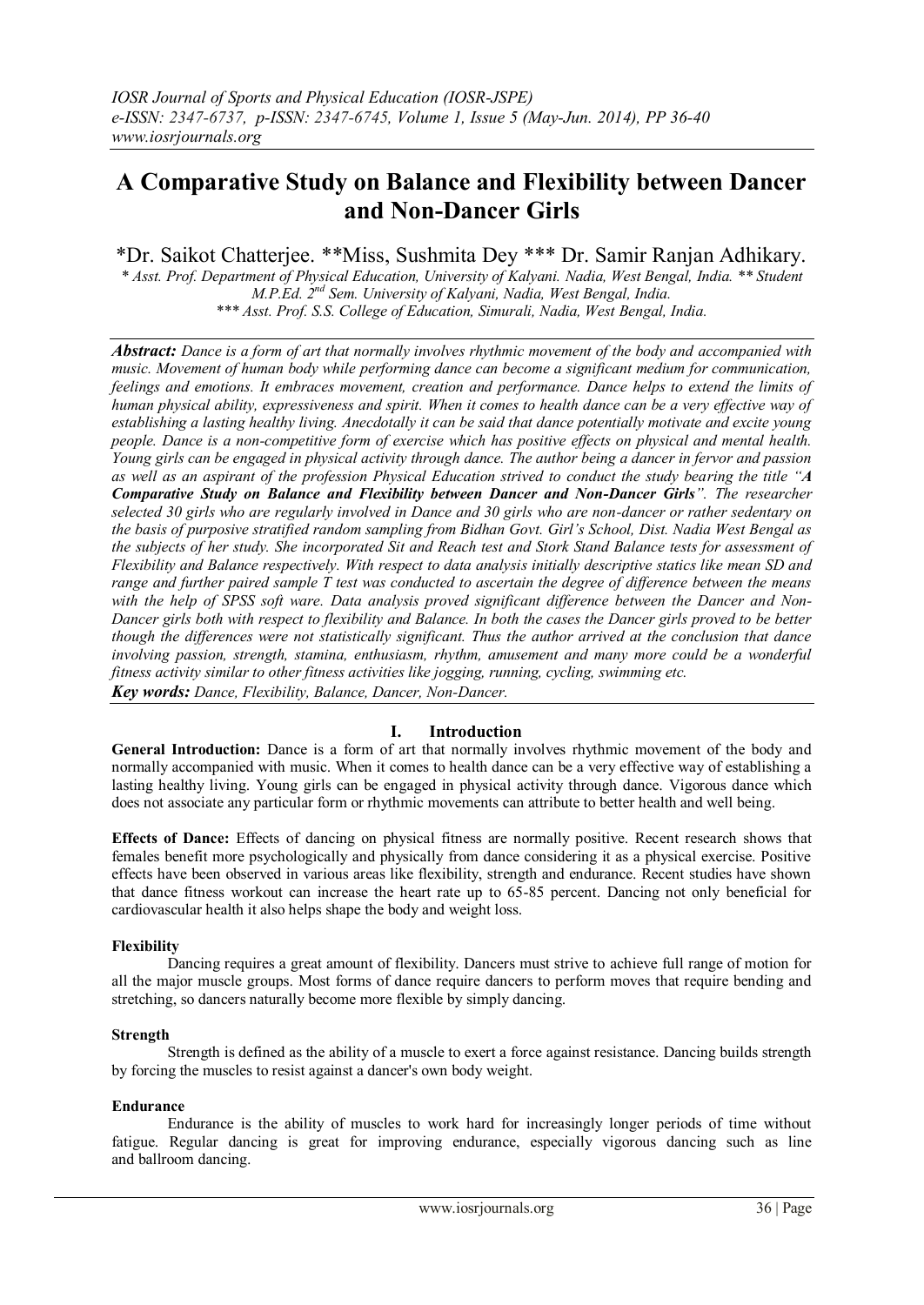# A Comparative Study on Balance and Flexibility between Dancer and Non-Dancer Girls

*Dr. Saikot Chatterjee. **Miss, Sushmita Dey *** Dr. Samir Ranjan Adhikary.

*\* Asst. Prof. Department of Physical Education, University of Kalyani. Nadia, West Bengal, India. \*\* Student M.P.Ed. 2nd Sem. University of Kalyani, Nadia, West Bengal, India.*
*\*\*\* Asst. Prof. S.S. College of Education, Simurali, Nadia, West Bengal, India.*

***Abstract:*** *Dance is a form of art that normally involves rhythmic movement of the body and accompanied with music. Movement of human body while performing dance can become a significant medium for communication, feelings and emotions. It embraces movement, creation and performance. Dance helps to extend the limits of human physical ability, expressiveness and spirit. When it comes to health dance can be a very effective way of establishing a lasting healthy living. Anecdotally it can be said that dance potentially motivate and excite young people. Dance is a non-competitive form of exercise which has positive effects on physical and mental health. Young girls can be engaged in physical activity through dance. The author being a dancer in fervor and passion as well as an aspirant of the profession Physical Education strived to conduct the study bearing the title "**A Comparative Study on Balance and Flexibility between Dancer and Non-Dancer Girls**". The researcher selected 30 girls who are regularly involved in Dance and 30 girls who are non-dancer or rather sedentary on the basis of purposive stratified random sampling from Bidhan Govt. Girl's School, Dist. Nadia West Bengal as the subjects of her study. She incorporated Sit and Reach test and Stork Stand Balance tests for assessment of Flexibility and Balance respectively. With respect to data analysis initially descriptive statics like mean SD and range and further paired sample T test was conducted to ascertain the degree of difference between the means with the help of SPSS soft ware. Data analysis proved significant difference between the Dancer and Non-Dancer girls both with respect to flexibility and Balance. In both the cases the Dancer girls proved to be better though the differences were not statistically significant. Thus the author arrived at the conclusion that dance involving passion, strength, stamina, enthusiasm, rhythm, amusement and many more could be a wonderful fitness activity similar to other fitness activities like jogging, running, cycling, swimming etc.*

***Key words:*** *Dance, Flexibility, Balance, Dancer, Non-Dancer.*

## I. Introduction

**General Introduction:** Dance is a form of art that normally involves rhythmic movement of the body and normally accompanied with music. When it comes to health dance can be a very effective way of establishing a lasting healthy living. Young girls can be engaged in physical activity through dance. Vigorous dance which does not associate any particular form or rhythmic movements can attribute to better health and well being.

**Effects of Dance:** Effects of dancing on physical fitness are normally positive. Recent research shows that females benefit more psychologically and physically from dance considering it as a physical exercise. Positive effects have been observed in various areas like flexibility, strength and endurance. Recent studies have shown that dance fitness workout can increase the heart rate up to 65-85 percent. Dancing not only beneficial for cardiovascular health it also helps shape the body and weight loss.

### Flexibility

Dancing requires a great amount of flexibility. Dancers must strive to achieve full range of motion for all the major muscle groups. Most forms of dance require dancers to perform moves that require bending and stretching, so dancers naturally become more flexible by simply dancing.

### Strength

Strength is defined as the ability of a muscle to exert a force against resistance. Dancing builds strength by forcing the muscles to resist against a dancer's own body weight.

### Endurance

Endurance is the ability of muscles to work hard for increasingly longer periods of time without fatigue. Regular dancing is great for improving endurance, especially vigorous dancing such as line and ballroom dancing.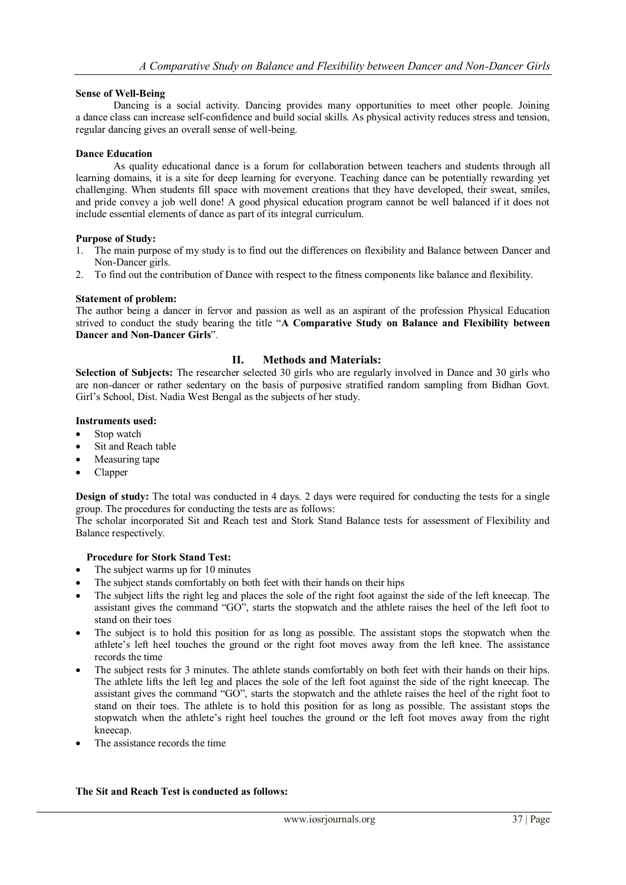**Sense of Well-Being**

Dancing is a social activity. Dancing provides many opportunities to meet other people. Joining a dance class can increase self-confidence and build social skills. As physical activity reduces stress and tension, regular dancing gives an overall sense of well-being.

**Dance Education**

As quality educational dance is a forum for collaboration between teachers and students through all learning domains, it is a site for deep learning for everyone. Teaching dance can be potentially rewarding yet challenging. When students fill space with movement creations that they have developed, their sweat, smiles, and pride convey a job well done! A good physical education program cannot be well balanced if it does not include essential elements of dance as part of its integral curriculum.

**Purpose of Study:**

1. The main purpose of my study is to find out the differences on flexibility and Balance between Dancer and Non-Dancer girls.
2. To find out the contribution of Dance with respect to the fitness components like balance and flexibility.

**Statement of problem:**

The author being a dancer in fervor and passion as well as an aspirant of the profession Physical Education strived to conduct the study bearing the title "**A Comparative Study on Balance and Flexibility between Dancer and Non-Dancer Girls**".

## II. Methods and Materials:

**Selection of Subjects:** The researcher selected 30 girls who are regularly involved in Dance and 30 girls who are non-dancer or rather sedentary on the basis of purposive stratified random sampling from Bidhan Govt. Girl's School, Dist. Nadia West Bengal as the subjects of her study.

**Instruments used:**

- Stop watch
- Sit and Reach table
- Measuring tape
- Clapper

**Design of study:** The total was conducted in 4 days. 2 days were required for conducting the tests for a single group. The procedures for conducting the tests are as follows:

The scholar incorporated Sit and Reach test and Stork Stand Balance tests for assessment of Flexibility and Balance respectively.

**Procedure for Stork Stand Test:**

- The subject warms up for 10 minutes
- The subject stands comfortably on both feet with their hands on their hips
- The subject lifts the right leg and places the sole of the right foot against the side of the left kneecap. The assistant gives the command "GO", starts the stopwatch and the athlete raises the heel of the left foot to stand on their toes
- The subject is to hold this position for as long as possible. The assistant stops the stopwatch when the athlete's left heel touches the ground or the right foot moves away from the left knee. The assistance records the time
- The subject rests for 3 minutes. The athlete stands comfortably on both feet with their hands on their hips. The athlete lifts the left leg and places the sole of the left foot against the side of the right kneecap. The assistant gives the command "GO", starts the stopwatch and the athlete raises the heel of the right foot to stand on their toes. The athlete is to hold this position for as long as possible. The assistant stops the stopwatch when the athlete's right heel touches the ground or the left foot moves away from the right kneecap.
- The assistance records the time

**The Sit and Reach Test is conducted as follows:**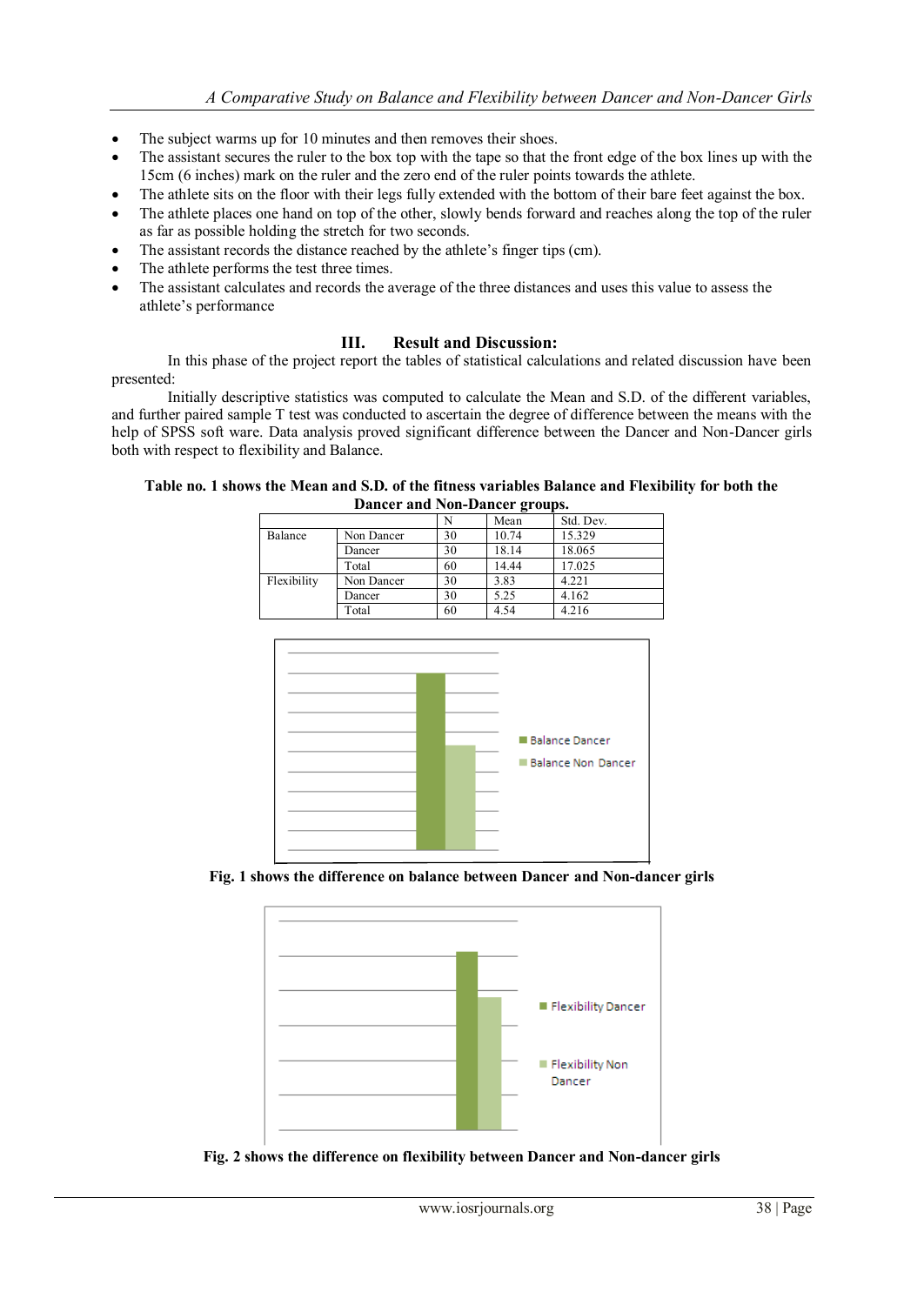- The subject warms up for 10 minutes and then removes their shoes.
- The assistant secures the ruler to the box top with the tape so that the front edge of the box lines up with the 15cm (6 inches) mark on the ruler and the zero end of the ruler points towards the athlete.
- The athlete sits on the floor with their legs fully extended with the bottom of their bare feet against the box.
- The athlete places one hand on top of the other, slowly bends forward and reaches along the top of the ruler as far as possible holding the stretch for two seconds.
- The assistant records the distance reached by the athlete's finger tips (cm).
- The athlete performs the test three times.
- The assistant calculates and records the average of the three distances and uses this value to assess the athlete's performance

## III. Result and Discussion:

In this phase of the project report the tables of statistical calculations and related discussion have been presented:

Initially descriptive statistics was computed to calculate the Mean and S.D. of the different variables, and further paired sample T test was conducted to ascertain the degree of difference between the means with the help of SPSS soft ware. Data analysis proved significant difference between the Dancer and Non-Dancer girls both with respect to flexibility and Balance.

**Table no. 1 shows the Mean and S.D. of the fitness variables Balance and Flexibility for both the Dancer and Non-Dancer groups.**

| | | N | Mean | Std. Dev. |
|---|---|---|---|---|
| Balance | Non Dancer | 30 | 10.74 | 15.329 |
| | Dancer | 30 | 18.14 | 18.065 |
| | Total | 60 | 14.44 | 17.025 |
| Flexibility | Non Dancer | 30 | 3.83 | 4.221 |
| | Dancer | 30 | 5.25 | 4.162 |
| | Total | 60 | 4.54 | 4.216 |

**Fig. 1 shows the difference on balance between Dancer and Non-dancer girls**

**Fig. 2 shows the difference on flexibility between Dancer and Non-dancer girls**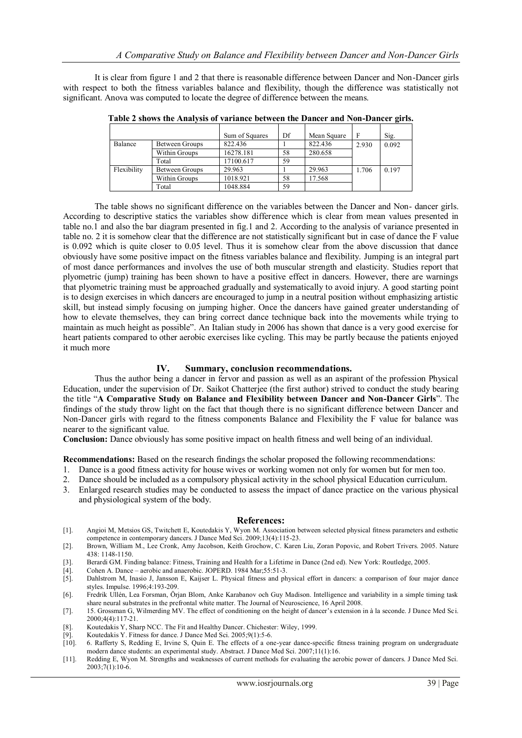It is clear from figure 1 and 2 that there is reasonable difference between Dancer and Non-Dancer girls with respect to both the fitness variables balance and flexibility, though the difference was statistically not significant. Anova was computed to locate the degree of difference between the means.

**Table 2 shows the Analysis of variance between the Dancer and Non-Dancer girls.**

| | | Sum of Squares | Df | Mean Square | F | Sig. |
|---|---|---|---|---|---|---|
| Balance | Between Groups | 822.436 | 1 | 822.436 | 2.930 | 0.092 |
| | Within Groups | 16278.181 | 58 | 280.658 | | |
| | Total | 17100.617 | 59 | | | |
| Flexibility | Between Groups | 29.963 | 1 | 29.963 | 1.706 | 0.197 |
| | Within Groups | 1018.921 | 58 | 17.568 | | |
| | Total | 1048.884 | 59 | | | |

The table shows no significant difference on the variables between the Dancer and Non- dancer girls. According to descriptive statics the variables show difference which is clear from mean values presented in table no.1 and also the bar diagram presented in fig.1 and 2. According to the analysis of variance presented in table no. 2 it is somehow clear that the difference are not statistically significant but in case of dance the F value is 0.092 which is quite closer to 0.05 level. Thus it is somehow clear from the above discussion that dance obviously have some positive impact on the fitness variables balance and flexibility. Jumping is an integral part of most dance performances and involves the use of both muscular strength and elasticity. Studies report that plyometric (jump) training has been shown to have a positive effect in dancers. However, there are warnings that plyometric training must be approached gradually and systematically to avoid injury. A good starting point is to design exercises in which dancers are encouraged to jump in a neutral position without emphasizing artistic skill, but instead simply focusing on jumping higher. Once the dancers have gained greater understanding of how to elevate themselves, they can bring correct dance technique back into the movements while trying to maintain as much height as possible". An Italian study in 2006 has shown that dance is a very good exercise for heart patients compared to other aerobic exercises like cycling. This may be partly because the patients enjoyed it much more

## IV. Summary, conclusion recommendations.

Thus the author being a dancer in fervor and passion as well as an aspirant of the profession Physical Education, under the supervision of Dr. Saikot Chatterjee (the first author) strived to conduct the study bearing the title "**A Comparative Study on Balance and Flexibility between Dancer and Non-Dancer Girls**". The findings of the study throw light on the fact that though there is no significant difference between Dancer and Non-Dancer girls with regard to the fitness components Balance and Flexibility the F value for balance was nearer to the significant value.

**Conclusion:** Dance obviously has some positive impact on health fitness and well being of an individual.

**Recommendations:** Based on the research findings the scholar proposed the following recommendations:

1. Dance is a good fitness activity for house wives or working women not only for women but for men too.
2. Dance should be included as a compulsory physical activity in the school physical Education curriculum.
3. Enlarged research studies may be conducted to assess the impact of dance practice on the various physical and physiological system of the body.

## References:

[1]. Angioi M, Metsios GS, Twitchett E, Koutedakis Y, Wyon M. Association between selected physical fitness parameters and esthetic competence in contemporary dancers. J Dance Med Sci. 2009;13(4):115-23.

[2]. Brown, William M., Lee Cronk, Amy Jacobson, Keith Grochow, C. Karen Liu, Zoran Popovic, and Robert Trivers. 2005. Nature 438: 1148-1150.

[3]. Berardi GM. Finding balance: Fitness, Training and Health for a Lifetime in Dance (2nd ed). New York: Routledge, 2005.

[4]. Cohen A. Dance – aerobic and anaerobic. JOPERD. 1984 Mar;55:51-3.

[5]. Dahlstrom M, Inasio J, Jansson E, Kaijser L. Physical fitness and physical effort in dancers: a comparison of four major dance styles. Impulse. 1996;4:193-209.

[6]. Fredrik Ullén, Lea Forsman, Örjan Blom, Anke Karabanov och Guy Madison. Intelligence and variability in a simple timing task share neural substrates in the prefrontal white matter. The Journal of Neuroscience, 16 April 2008.

[7]. 15. Grossman G, Wilmerding MV. The effect of conditioning on the height of dancer's extension in à la seconde. J Dance Med Sci. 2000;4(4):117-21.

[8]. Koutedakis Y, Sharp NCC. The Fit and Healthy Dancer. Chichester: Wiley, 1999.

[9]. Koutedakis Y. Fitness for dance. J Dance Med Sci. 2005;9(1):5-6.

[10]. 6. Rafferty S, Redding E, Irvine S, Quin E. The effects of a one-year dance-specific fitness training program on undergraduate modern dance students: an experimental study. Abstract. J Dance Med Sci. 2007;11(1):16.

[11]. Redding E, Wyon M. Strengths and weaknesses of current methods for evaluating the aerobic power of dancers. J Dance Med Sci. 2003;7(1):10-6.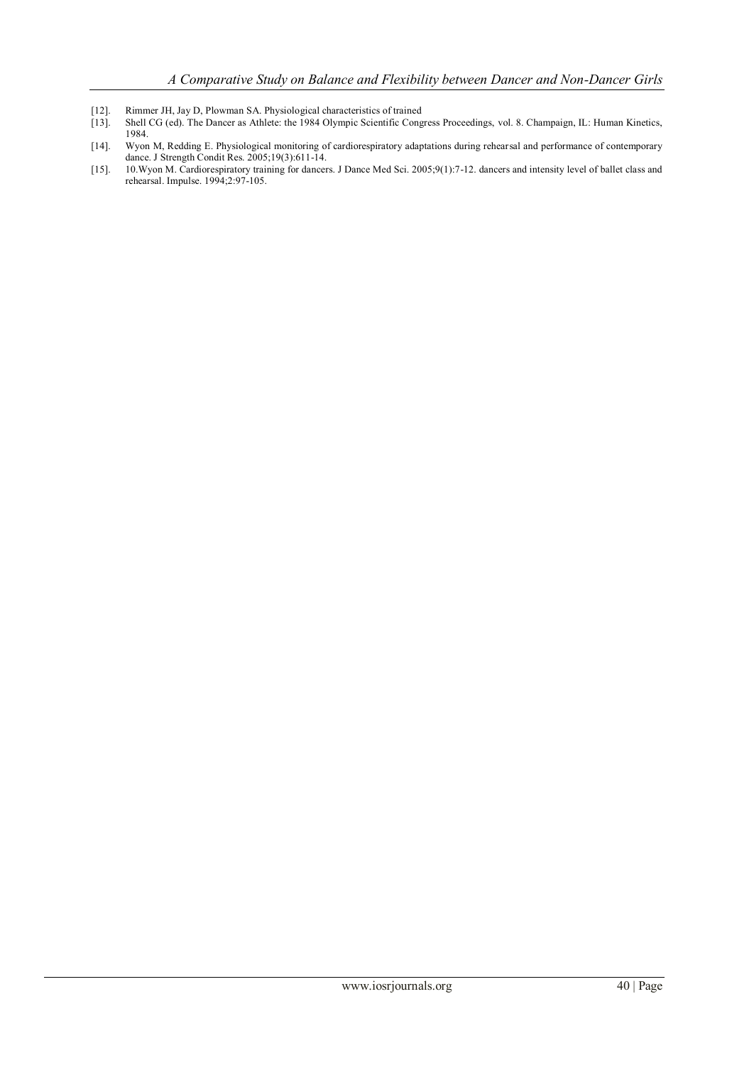[12]. Rimmer JH, Jay D, Plowman SA. Physiological characteristics of trained

[13]. Shell CG (ed). The Dancer as Athlete: the 1984 Olympic Scientific Congress Proceedings, vol. 8. Champaign, IL: Human Kinetics, 1984.

[14]. Wyon M, Redding E. Physiological monitoring of cardiorespiratory adaptations during rehearsal and performance of contemporary dance. J Strength Condit Res. 2005;19(3):611-14.

[15]. 10.Wyon M. Cardiorespiratory training for dancers. J Dance Med Sci. 2005;9(1):7-12. dancers and intensity level of ballet class and rehearsal. Impulse. 1994;2:97-105.